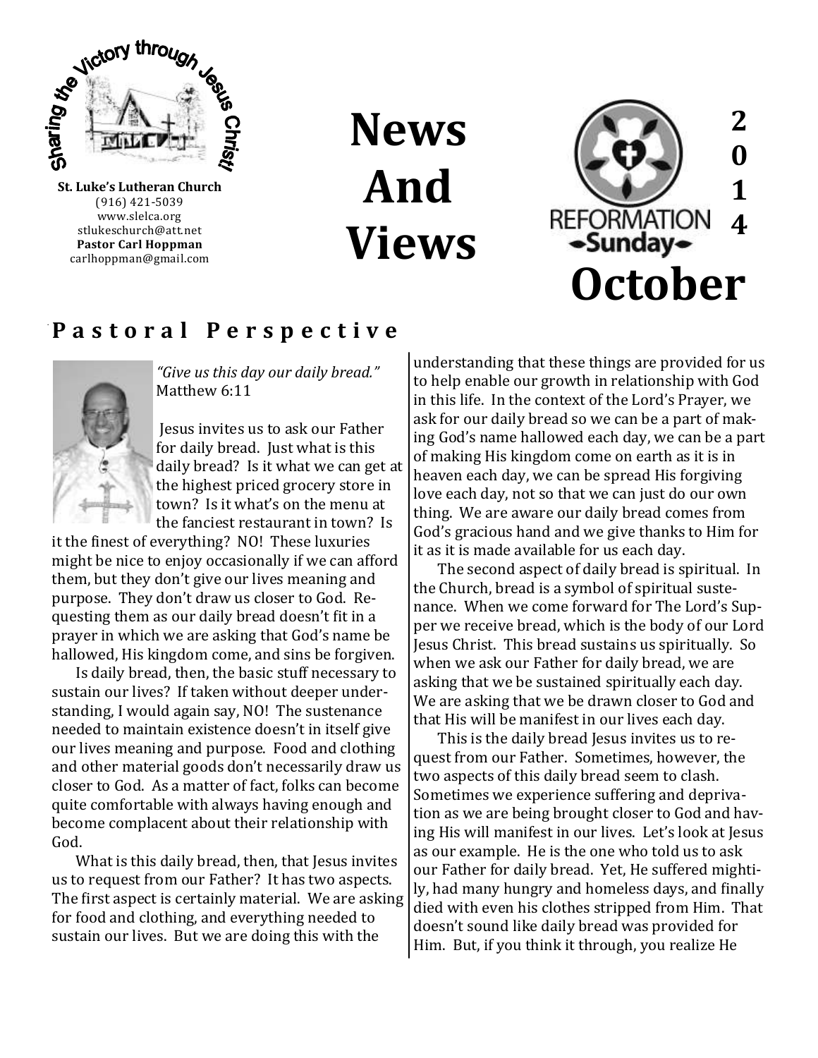Sharing the Victory through Jesus Christ!

**St. Luke's Lutheran Church**
(916) 421-5039
www.slelca.org
stlukeschurch@att.net
**Pastor Carl Hoppman**
carlhoppman@gmail.com

# News And Views

REFORMATION Sunday

# 2014 October

## Pastoral Perspective

*"Give us this day our daily bread."* Matthew 6:11

Jesus invites us to ask our Father for daily bread. Just what is this daily bread? Is it what we can get at the highest priced grocery store in town? Is it what's on the menu at the fanciest restaurant in town? Is it the finest of everything? NO! These luxuries might be nice to enjoy occasionally if we can afford them, but they don't give our lives meaning and purpose. They don't draw us closer to God. Requesting them as our daily bread doesn't fit in a prayer in which we are asking that God's name be hallowed, His kingdom come, and sins be forgiven.

Is daily bread, then, the basic stuff necessary to sustain our lives? If taken without deeper understanding, I would again say, NO! The sustenance needed to maintain existence doesn't in itself give our lives meaning and purpose. Food and clothing and other material goods don't necessarily draw us closer to God. As a matter of fact, folks can become quite comfortable with always having enough and become complacent about their relationship with God.

What is this daily bread, then, that Jesus invites us to request from our Father? It has two aspects. The first aspect is certainly material. We are asking for food and clothing, and everything needed to sustain our lives. But we are doing this with the understanding that these things are provided for us to help enable our growth in relationship with God in this life. In the context of the Lord's Prayer, we ask for our daily bread so we can be a part of making God's name hallowed each day, we can be a part of making His kingdom come on earth as it is in heaven each day, we can be spread His forgiving love each day, not so that we can just do our own thing. We are aware our daily bread comes from God's gracious hand and we give thanks to Him for it as it is made available for us each day.

The second aspect of daily bread is spiritual. In the Church, bread is a symbol of spiritual sustenance. When we come forward for The Lord's Supper we receive bread, which is the body of our Lord Jesus Christ. This bread sustains us spiritually. So when we ask our Father for daily bread, we are asking that we be sustained spiritually each day. We are asking that we be drawn closer to God and that His will be manifest in our lives each day.

This is the daily bread Jesus invites us to request from our Father. Sometimes, however, the two aspects of this daily bread seem to clash. Sometimes we experience suffering and deprivation as we are being brought closer to God and having His will manifest in our lives. Let's look at Jesus as our example. He is the one who told us to ask our Father for daily bread. Yet, He suffered mightily, had many hungry and homeless days, and finally died with even his clothes stripped from Him. That doesn't sound like daily bread was provided for Him. But, if you think it through, you realize He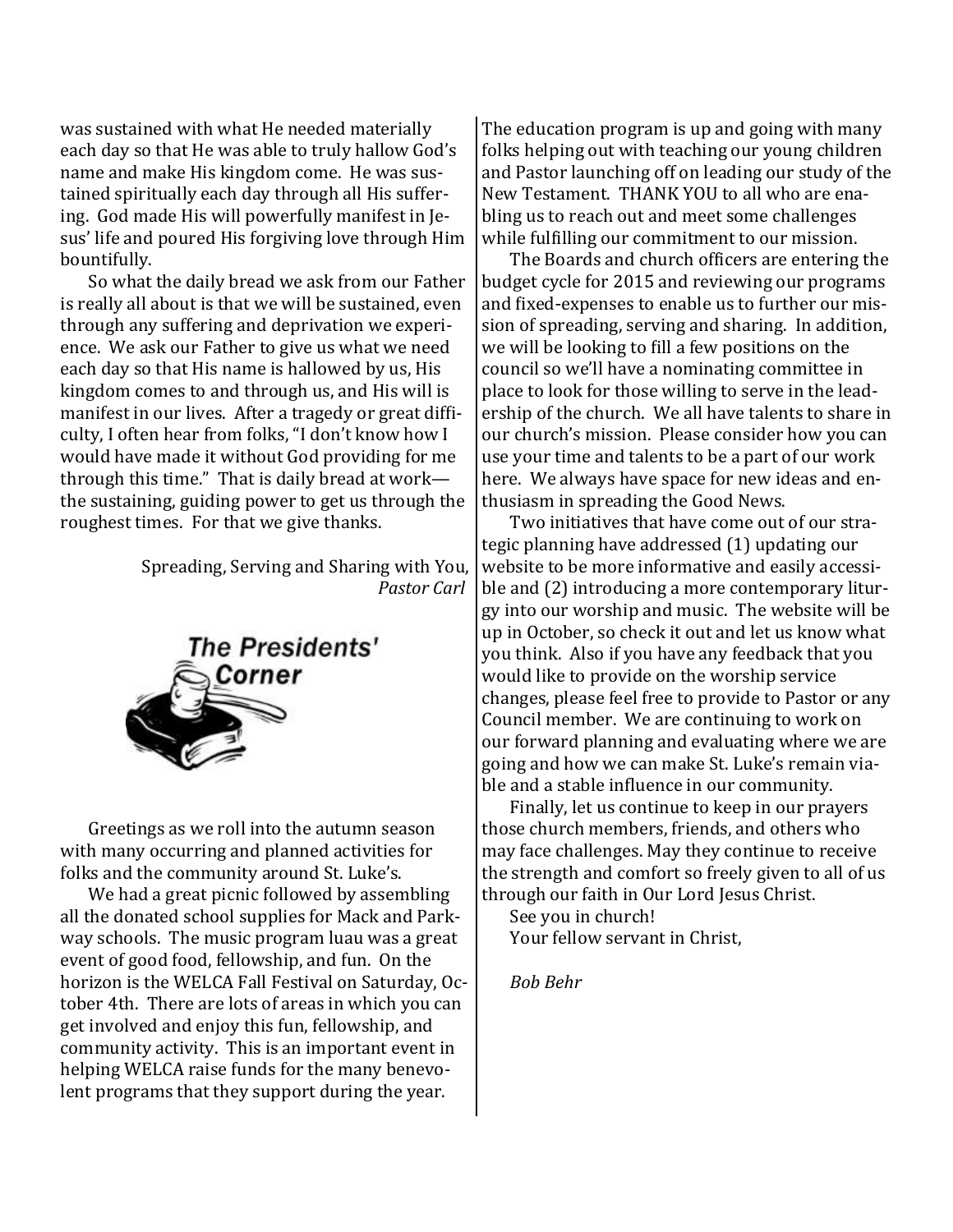was sustained with what He needed materially each day so that He was able to truly hallow God's name and make His kingdom come. He was sustained spiritually each day through all His suffering. God made His will powerfully manifest in Jesus' life and poured His forgiving love through Him bountifully.

So what the daily bread we ask from our Father is really all about is that we will be sustained, even through any suffering and deprivation we experience. We ask our Father to give us what we need each day so that His name is hallowed by us, His kingdom comes to and through us, and His will is manifest in our lives. After a tragedy or great difficulty, I often hear from folks, "I don't know how I would have made it without God providing for me through this time." That is daily bread at work—the sustaining, guiding power to get us through the roughest times. For that we give thanks.

Spreading, Serving and Sharing with You,
*Pastor Carl*

## The Presidents' Corner

Greetings as we roll into the autumn season with many occurring and planned activities for folks and the community around St. Luke's.

We had a great picnic followed by assembling all the donated school supplies for Mack and Parkway schools. The music program luau was a great event of good food, fellowship, and fun. On the horizon is the WELCA Fall Festival on Saturday, October 4th. There are lots of areas in which you can get involved and enjoy this fun, fellowship, and community activity. This is an important event in helping WELCA raise funds for the many benevolent programs that they support during the year.

The education program is up and going with many folks helping out with teaching our young children and Pastor launching off on leading our study of the New Testament. THANK YOU to all who are enabling us to reach out and meet some challenges while fulfilling our commitment to our mission.

The Boards and church officers are entering the budget cycle for 2015 and reviewing our programs and fixed-expenses to enable us to further our mission of spreading, serving and sharing. In addition, we will be looking to fill a few positions on the council so we'll have a nominating committee in place to look for those willing to serve in the leadership of the church. We all have talents to share in our church's mission. Please consider how you can use your time and talents to be a part of our work here. We always have space for new ideas and enthusiasm in spreading the Good News.

Two initiatives that have come out of our strategic planning have addressed (1) updating our website to be more informative and easily accessible and (2) introducing a more contemporary liturgy into our worship and music. The website will be up in October, so check it out and let us know what you think. Also if you have any feedback that you would like to provide on the worship service changes, please feel free to provide to Pastor or any Council member. We are continuing to work on our forward planning and evaluating where we are going and how we can make St. Luke's remain viable and a stable influence in our community.

Finally, let us continue to keep in our prayers those church members, friends, and others who may face challenges. May they continue to receive the strength and comfort so freely given to all of us through our faith in Our Lord Jesus Christ.

See you in church!

Your fellow servant in Christ,

*Bob Behr*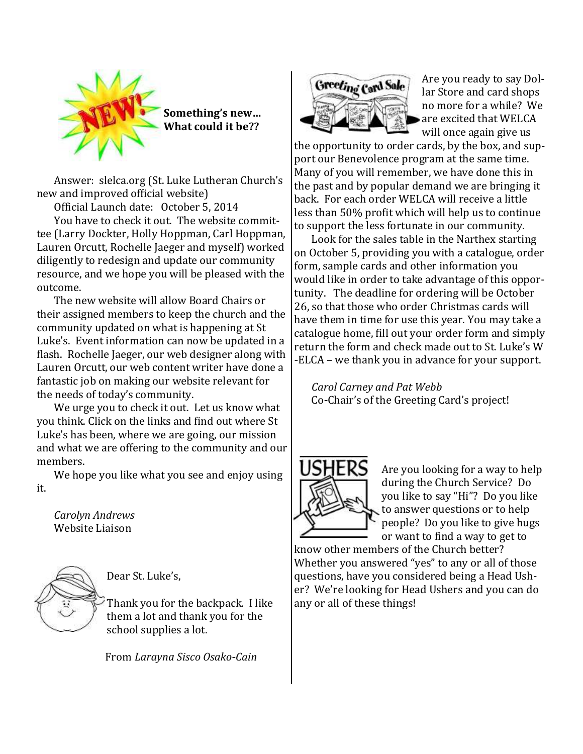**Something's new... What could it be??**

Answer: slelca.org (St. Luke Lutheran Church's new and improved official website)

Official Launch date: October 5, 2014

You have to check it out. The website committee (Larry Dockter, Holly Hoppman, Carl Hoppman, Lauren Orcutt, Rochelle Jaeger and myself) worked diligently to redesign and update our community resource, and we hope you will be pleased with the outcome.

The new website will allow Board Chairs or their assigned members to keep the church and the community updated on what is happening at St Luke's. Event information can now be updated in a flash. Rochelle Jaeger, our web designer along with Lauren Orcutt, our web content writer have done a fantastic job on making our website relevant for the needs of today's community.

We urge you to check it out. Let us know what you think. Click on the links and find out where St Luke's has been, where we are going, our mission and what we are offering to the community and our members.

We hope you like what you see and enjoy using it.

*Carolyn Andrews*
Website Liaison

Dear St. Luke's,

Thank you for the backpack. I like them a lot and thank you for the school supplies a lot.

From *Larayna Sisco Osako-Cain*

Are you ready to say Dollar Store and card shops no more for a while? We are excited that WELCA will once again give us the opportunity to order cards, by the box, and support our Benevolence program at the same time. Many of you will remember, we have done this in the past and by popular demand we are bringing it back. For each order WELCA will receive a little less than 50% profit which will help us to continue to support the less fortunate in our community.

Look for the sales table in the Narthex starting on October 5, providing you with a catalogue, order form, sample cards and other information you would like in order to take advantage of this opportunity. The deadline for ordering will be October 26, so that those who order Christmas cards will have them in time for use this year. You may take a catalogue home, fill out your order form and simply return the form and check made out to St. Luke's W-ELCA – we thank you in advance for your support.

*Carol Carney and Pat Webb*
Co-Chair's of the Greeting Card's project!

Are you looking for a way to help during the Church Service? Do you like to say "Hi"? Do you like to answer questions or to help people? Do you like to give hugs or want to find a way to get to know other members of the Church better? Whether you answered "yes" to any or all of those questions, have you considered being a Head Usher? We're looking for Head Ushers and you can do any or all of these things!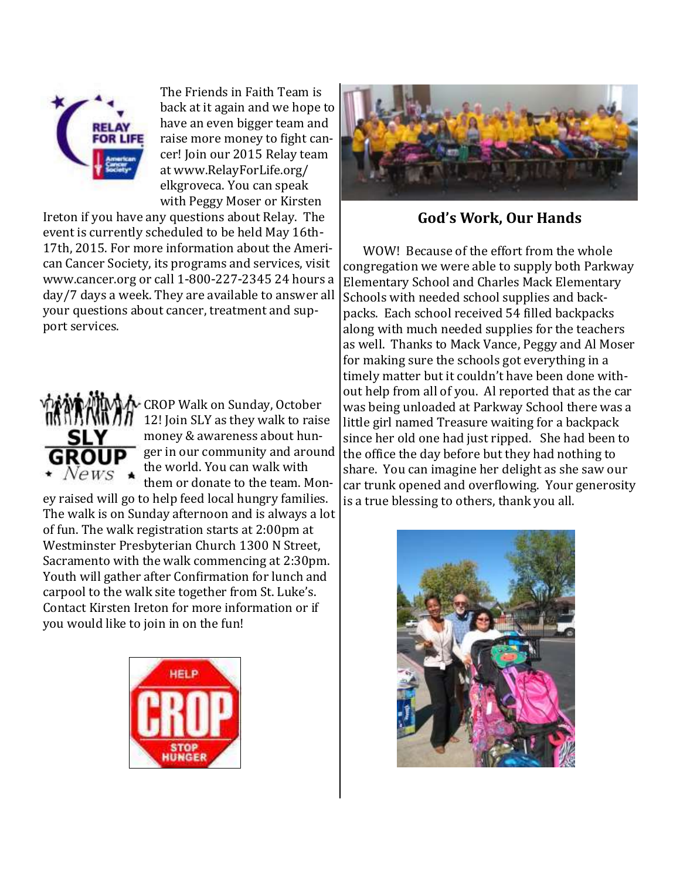The Friends in Faith Team is back at it again and we hope to have an even bigger team and raise more money to fight cancer! Join our 2015 Relay team at www.RelayForLife.org/elkgroveca. You can speak with Peggy Moser or Kirsten Ireton if you have any questions about Relay. The event is currently scheduled to be held May 16th-17th, 2015. For more information about the American Cancer Society, its programs and services, visit www.cancer.org or call 1-800-227-2345 24 hours a day/7 days a week. They are available to answer all your questions about cancer, treatment and support services.

CROP Walk on Sunday, October 12! Join SLY as they walk to raise money & awareness about hunger in our community and around the world. You can walk with them or donate to the team. Money raised will go to help feed local hungry families. The walk is on Sunday afternoon and is always a lot of fun. The walk registration starts at 2:00pm at Westminster Presbyterian Church 1300 N Street, Sacramento with the walk commencing at 2:30pm. Youth will gather after Confirmation for lunch and carpool to the walk site together from St. Luke's. Contact Kirsten Ireton for more information or if you would like to join in on the fun!

## God's Work, Our Hands

WOW! Because of the effort from the whole congregation we were able to supply both Parkway Elementary School and Charles Mack Elementary Schools with needed school supplies and backpacks. Each school received 54 filled backpacks along with much needed supplies for the teachers as well. Thanks to Mack Vance, Peggy and Al Moser for making sure the schools got everything in a timely matter but it couldn't have been done without help from all of you. Al reported that as the car was being unloaded at Parkway School there was a little girl named Treasure waiting for a backpack since her old one had just ripped. She had been to the office the day before but they had nothing to share. You can imagine her delight as she saw our car trunk opened and overflowing. Your generosity is a true blessing to others, thank you all.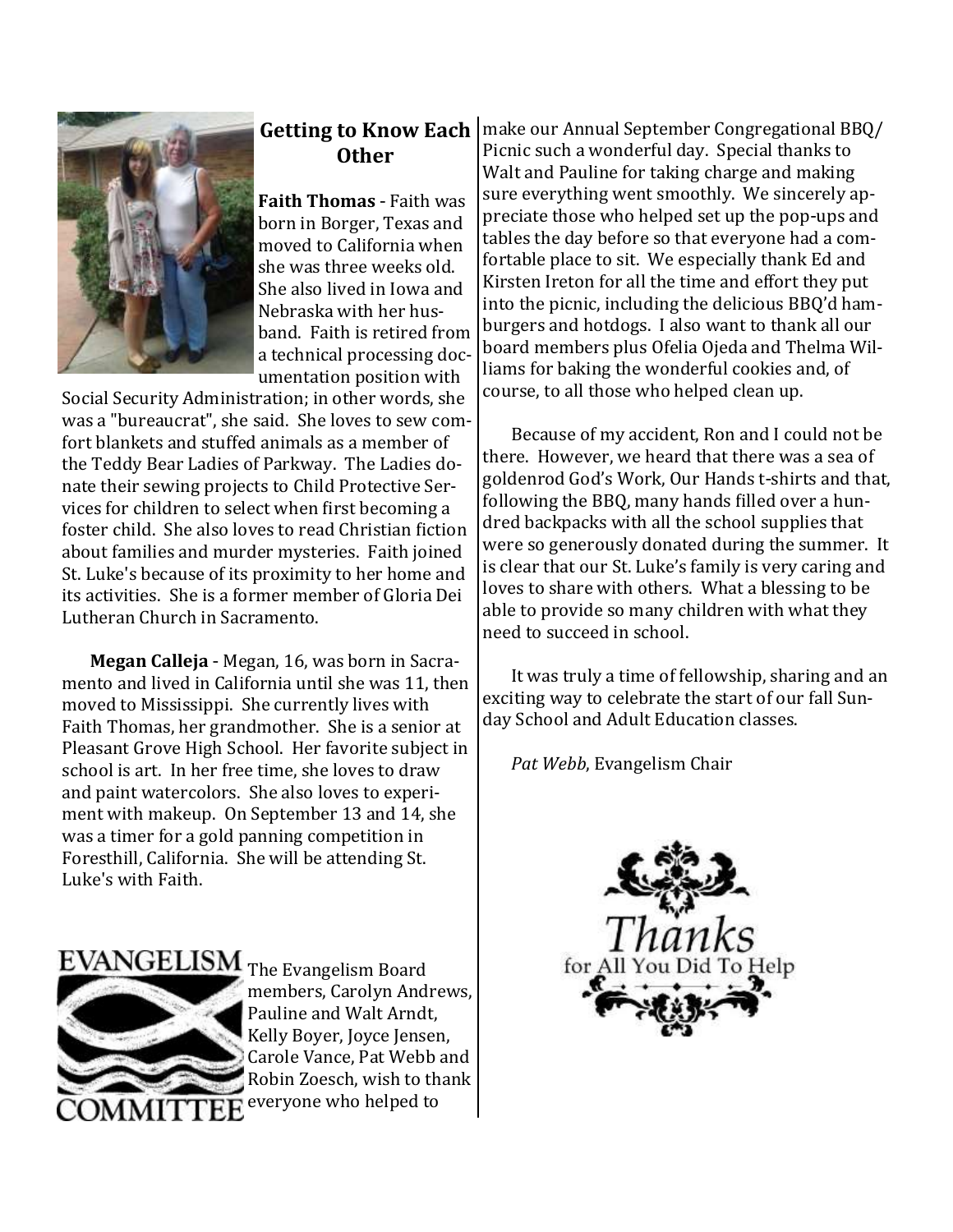## Getting to Know Each Other

**Faith Thomas** - Faith was born in Borger, Texas and moved to California when she was three weeks old. She also lived in Iowa and Nebraska with her husband. Faith is retired from a technical processing documentation position with Social Security Administration; in other words, she was a "bureaucrat", she said. She loves to sew comfort blankets and stuffed animals as a member of the Teddy Bear Ladies of Parkway. The Ladies donate their sewing projects to Child Protective Services for children to select when first becoming a foster child. She also loves to read Christian fiction about families and murder mysteries. Faith joined St. Luke's because of its proximity to her home and its activities. She is a former member of Gloria Dei Lutheran Church in Sacramento.

**Megan Calleja** - Megan, 16, was born in Sacramento and lived in California until she was 11, then moved to Mississippi. She currently lives with Faith Thomas, her grandmother. She is a senior at Pleasant Grove High School. Her favorite subject in school is art. In her free time, she loves to draw and paint watercolors. She also loves to experiment with makeup. On September 13 and 14, she was a timer for a gold panning competition in Foresthill, California. She will be attending St. Luke's with Faith.

EVANGELISM COMMITTEE

The Evangelism Board members, Carolyn Andrews, Pauline and Walt Arndt, Kelly Boyer, Joyce Jensen, Carole Vance, Pat Webb and Robin Zoesch, wish to thank everyone who helped to make our Annual September Congregational BBQ/ Picnic such a wonderful day. Special thanks to Walt and Pauline for taking charge and making sure everything went smoothly. We sincerely appreciate those who helped set up the pop-ups and tables the day before so that everyone had a comfortable place to sit. We especially thank Ed and Kirsten Ireton for all the time and effort they put into the picnic, including the delicious BBQ'd hamburgers and hotdogs. I also want to thank all our board members plus Ofelia Ojeda and Thelma Williams for baking the wonderful cookies and, of course, to all those who helped clean up.

Because of my accident, Ron and I could not be there. However, we heard that there was a sea of goldenrod God's Work, Our Hands t-shirts and that, following the BBQ, many hands filled over a hundred backpacks with all the school supplies that were so generously donated during the summer. It is clear that our St. Luke's family is very caring and loves to share with others. What a blessing to be able to provide so many children with what they need to succeed in school.

It was truly a time of fellowship, sharing and an exciting way to celebrate the start of our fall Sunday School and Adult Education classes.

*Pat Webb*, Evangelism Chair

Thanks for All You Did To Help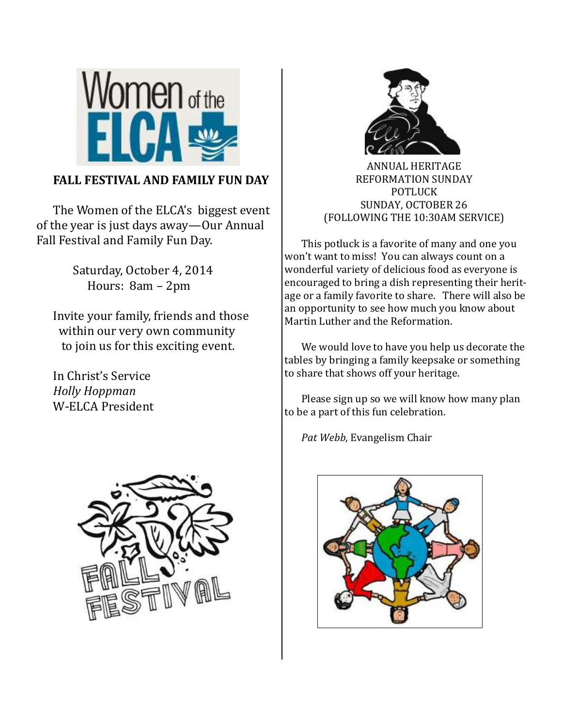## FALL FESTIVAL AND FAMILY FUN DAY

The Women of the ELCA's biggest event of the year is just days away—Our Annual Fall Festival and Family Fun Day.

Saturday, October 4, 2014
Hours: 8am – 2pm

Invite your family, friends and those within our very own community to join us for this exciting event.

In Christ's Service
*Holly Hoppman*
W-ELCA President

ANNUAL HERITAGE
REFORMATION SUNDAY
POTLUCK
SUNDAY, OCTOBER 26
(FOLLOWING THE 10:30AM SERVICE)

This potluck is a favorite of many and one you won't want to miss! You can always count on a wonderful variety of delicious food as everyone is encouraged to bring a dish representing their heritage or a family favorite to share. There will also be an opportunity to see how much you know about Martin Luther and the Reformation.

We would love to have you help us decorate the tables by bringing a family keepsake or something to share that shows off your heritage.

Please sign up so we will know how many plan to be a part of this fun celebration.

*Pat Webb*, Evangelism Chair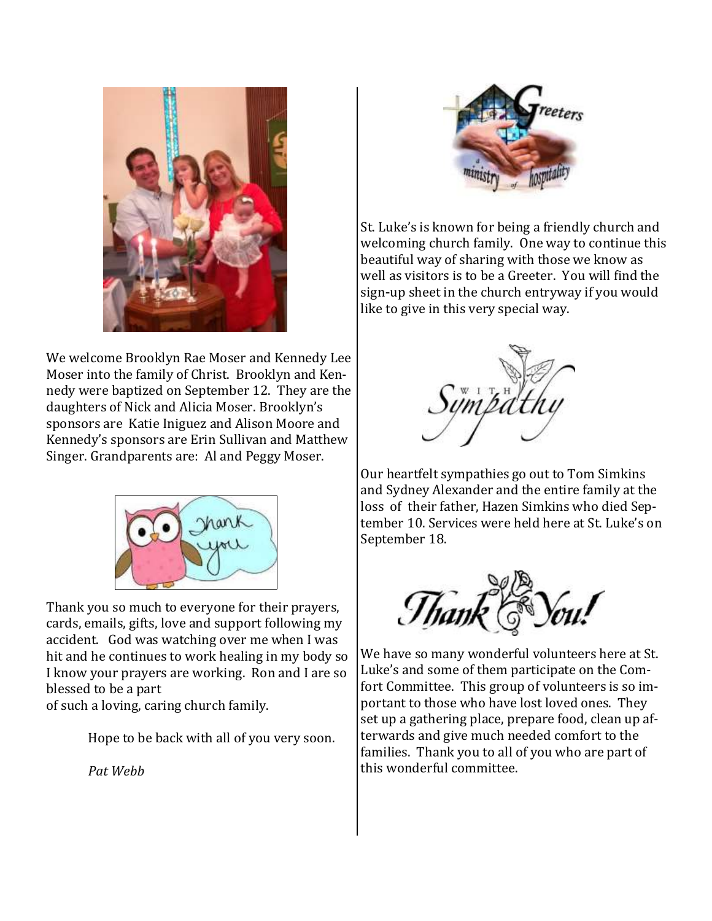We welcome Brooklyn Rae Moser and Kennedy Lee Moser into the family of Christ. Brooklyn and Kennedy were baptized on September 12. They are the daughters of Nick and Alicia Moser. Brooklyn's sponsors are Katie Iniguez and Alison Moore and Kennedy's sponsors are Erin Sullivan and Matthew Singer. Grandparents are: Al and Peggy Moser.

Thank you so much to everyone for their prayers, cards, emails, gifts, love and support following my accident. God was watching over me when I was hit and he continues to work healing in my body so I know your prayers are working. Ron and I are so blessed to be a part of such a loving, caring church family.

Hope to be back with all of you very soon.

*Pat Webb*

St. Luke's is known for being a friendly church and welcoming church family. One way to continue this beautiful way of sharing with those we know as well as visitors is to be a Greeter. You will find the sign-up sheet in the church entryway if you would like to give in this very special way.

Our heartfelt sympathies go out to Tom Simkins and Sydney Alexander and the entire family at the loss of their father, Hazen Simkins who died September 10. Services were held here at St. Luke's on September 18.

We have so many wonderful volunteers here at St. Luke's and some of them participate on the Comfort Committee. This group of volunteers is so important to those who have lost loved ones. They set up a gathering place, prepare food, clean up afterwards and give much needed comfort to the families. Thank you to all of you who are part of this wonderful committee.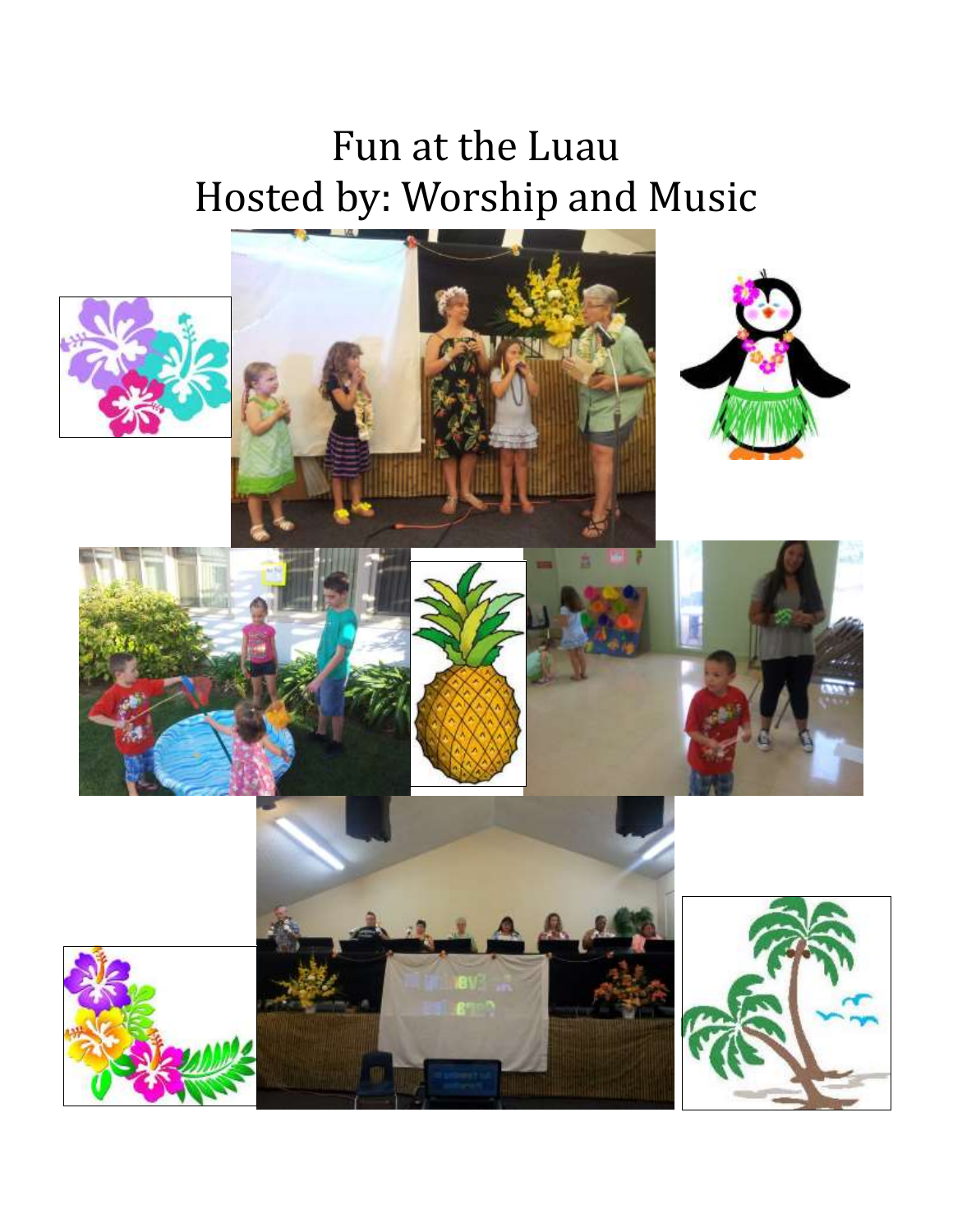# Fun at the Luau
# Hosted by: Worship and Music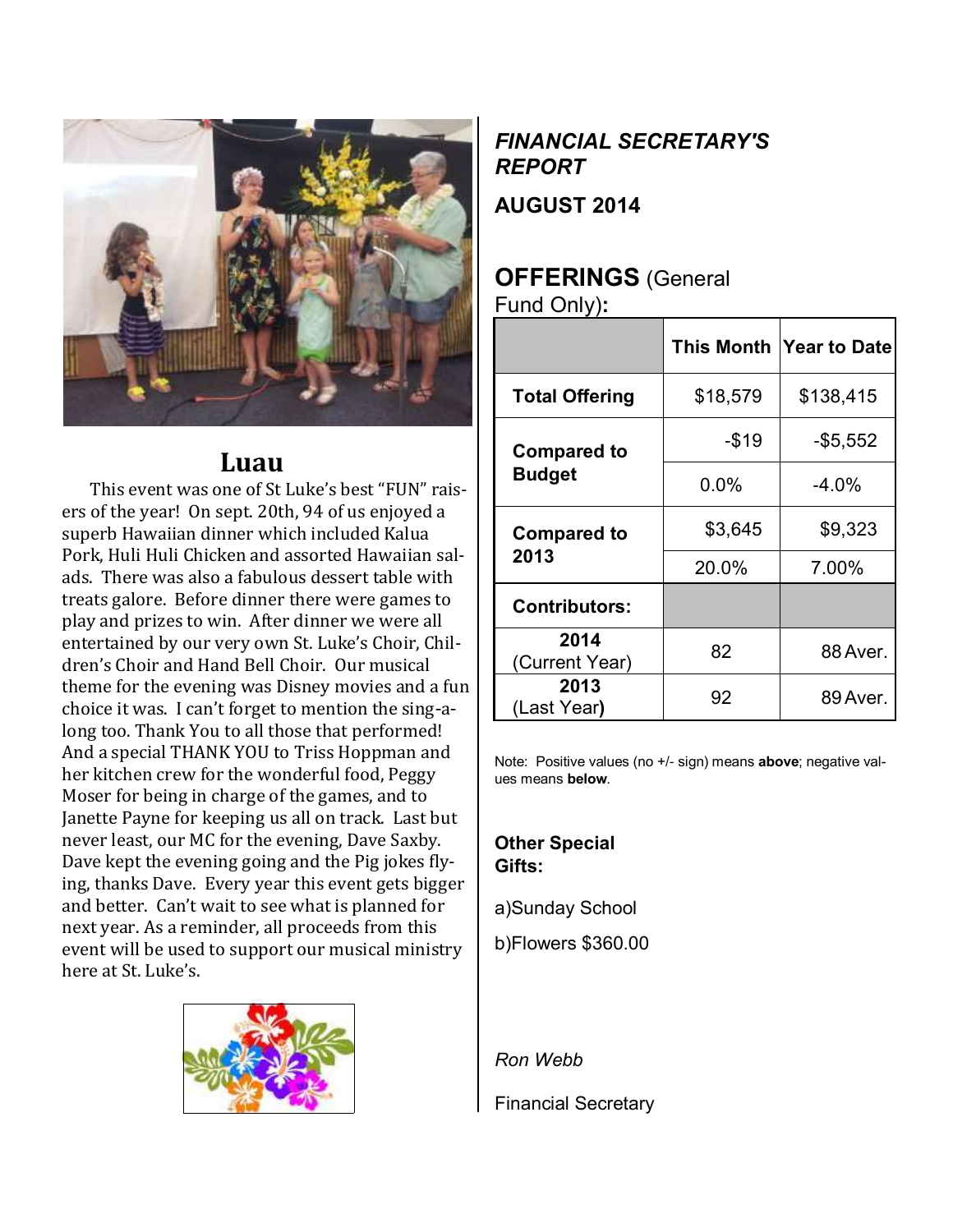## Luau

This event was one of St Luke's best "FUN" raisers of the year! On sept. 20th, 94 of us enjoyed a superb Hawaiian dinner which included Kalua Pork, Huli Huli Chicken and assorted Hawaiian salads. There was also a fabulous dessert table with treats galore. Before dinner there were games to play and prizes to win. After dinner we were all entertained by our very own St. Luke's Choir, Children's Choir and Hand Bell Choir. Our musical theme for the evening was Disney movies and a fun choice it was. I can't forget to mention the sing-a-long too. Thank You to all those that performed! And a special THANK YOU to Triss Hoppman and her kitchen crew for the wonderful food, Peggy Moser for being in charge of the games, and to Janette Payne for keeping us all on track. Last but never least, our MC for the evening, Dave Saxby. Dave kept the evening going and the Pig jokes flying, thanks Dave. Every year this event gets bigger and better. Can't wait to see what is planned for next year. As a reminder, all proceeds from this event will be used to support our musical ministry here at St. Luke's.

## *FINANCIAL SECRETARY'S REPORT*

### AUGUST 2014

### OFFERINGS (General Fund Only):

| | This Month | Year to Date |
|---|---|---|
| **Total Offering** | $18,579 | $138,415 |
| **Compared to Budget** | -$19 | -$5,552 |
| | 0.0% | -4.0% |
| **Compared to 2013** | $3,645 | $9,323 |
| | 20.0% | 7.00% |
| **Contributors:** | | |
| **2014** (Current Year) | 82 | 88 Aver. |
| **2013** (Last Year) | 92 | 89 Aver. |

Note: Positive values (no +/- sign) means **above**; negative values means **below**.

**Other Special Gifts:**

a)Sunday School

b)Flowers $360.00

*Ron Webb*

Financial Secretary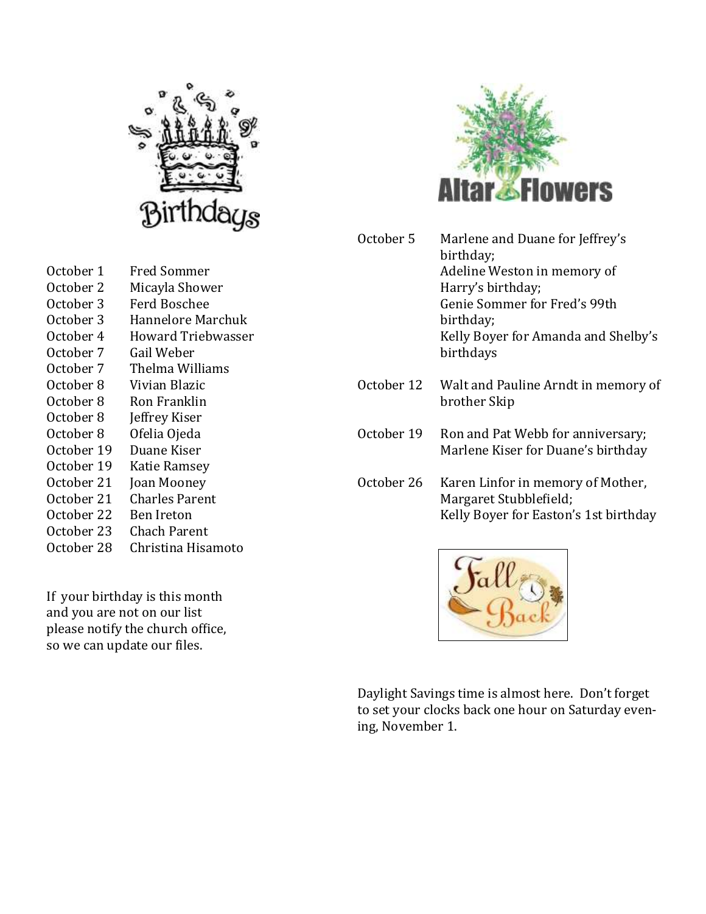## Birthdays

| | |
|---|---|
| October 1 | Fred Sommer |
| October 2 | Micayla Shower |
| October 3 | Ferd Boschee |
| October 3 | Hannelore Marchuk |
| October 4 | Howard Triebwasser |
| October 7 | Gail Weber |
| October 7 | Thelma Williams |
| October 8 | Vivian Blazic |
| October 8 | Ron Franklin |
| October 8 | Jeffrey Kiser |
| October 8 | Ofelia Ojeda |
| October 19 | Duane Kiser |
| October 19 | Katie Ramsey |
| October 21 | Joan Mooney |
| October 21 | Charles Parent |
| October 22 | Ben Ireton |
| October 23 | Chach Parent |
| October 28 | Christina Hisamoto |

If your birthday is this month and you are not on our list please notify the church office, so we can update our files.

## Altar Flowers

| | |
|---|---|
| October 5 | Marlene and Duane for Jeffrey's birthday; Adeline Weston in memory of Harry's birthday; Genie Sommer for Fred's 99th birthday; Kelly Boyer for Amanda and Shelby's birthdays |
| October 12 | Walt and Pauline Arndt in memory of brother Skip |
| October 19 | Ron and Pat Webb for anniversary; Marlene Kiser for Duane's birthday |
| October 26 | Karen Linfor in memory of Mother, Margaret Stubblefield; Kelly Boyer for Easton's 1st birthday |

## Fall Back

Daylight Savings time is almost here. Don't forget to set your clocks back one hour on Saturday evening, November 1.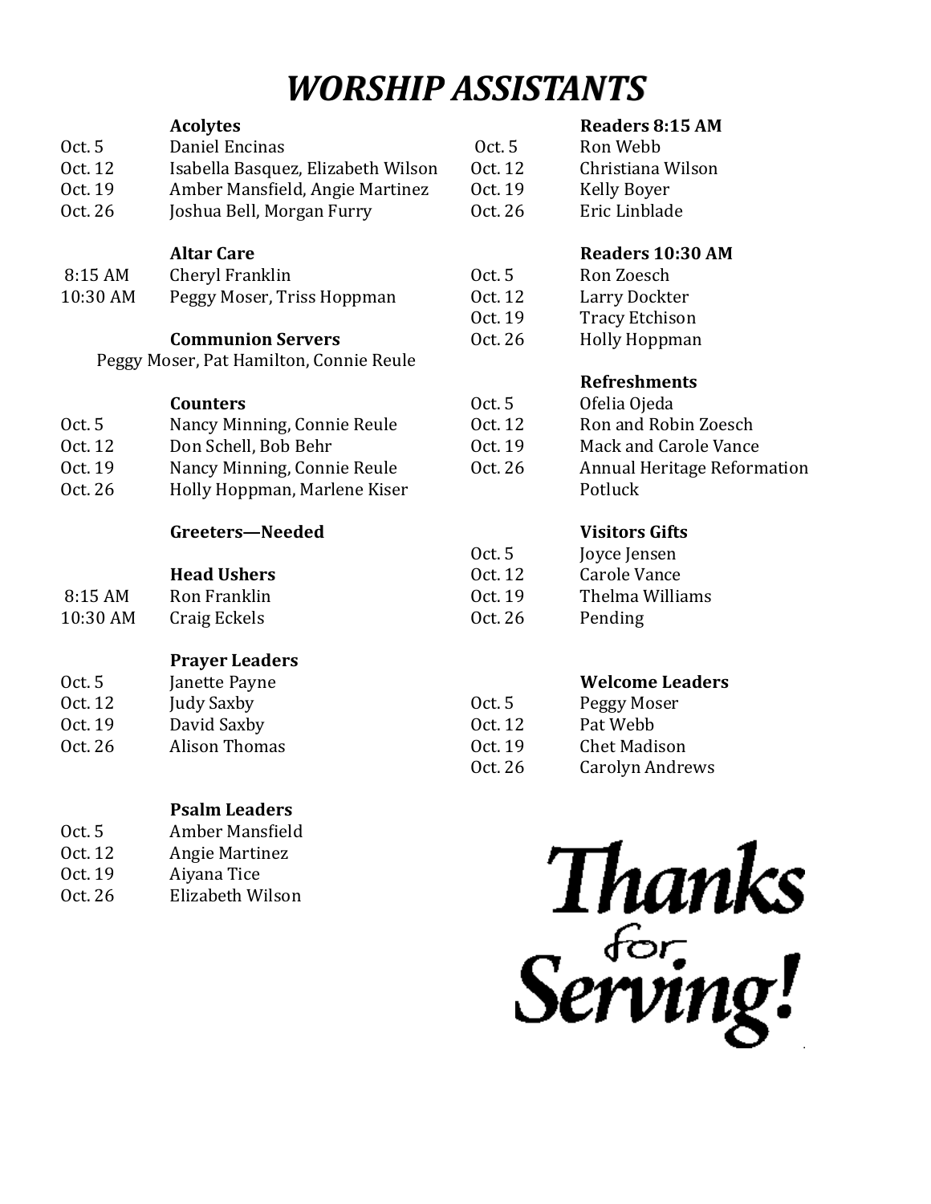# WORSHIP ASSISTANTS

### Acolytes

| | |
|---|---|
| Oct. 5 | Daniel Encinas |
| Oct. 12 | Isabella Basquez, Elizabeth Wilson |
| Oct. 19 | Amber Mansfield, Angie Martinez |
| Oct. 26 | Joshua Bell, Morgan Furry |

### Altar Care

| | |
|---|---|
| 8:15 AM | Cheryl Franklin |
| 10:30 AM | Peggy Moser, Triss Hoppman |

### Communion Servers

Peggy Moser, Pat Hamilton, Connie Reule

### Counters

| | |
|---|---|
| Oct. 5 | Nancy Minning, Connie Reule |
| Oct. 12 | Don Schell, Bob Behr |
| Oct. 19 | Nancy Minning, Connie Reule |
| Oct. 26 | Holly Hoppman, Marlene Kiser |

### Greeters—Needed

### Head Ushers

| | |
|---|---|
| 8:15 AM | Ron Franklin |
| 10:30 AM | Craig Eckels |

### Prayer Leaders

| | |
|---|---|
| Oct. 5 | Janette Payne |
| Oct. 12 | Judy Saxby |
| Oct. 19 | David Saxby |
| Oct. 26 | Alison Thomas |

### Psalm Leaders

| | |
|---|---|
| Oct. 5 | Amber Mansfield |
| Oct. 12 | Angie Martinez |
| Oct. 19 | Aiyana Tice |
| Oct. 26 | Elizabeth Wilson |

### Readers 8:15 AM

| | |
|---|---|
| Oct. 5 | Ron Webb |
| Oct. 12 | Christiana Wilson |
| Oct. 19 | Kelly Boyer |
| Oct. 26 | Eric Linblade |

### Readers 10:30 AM

| | |
|---|---|
| Oct. 5 | Ron Zoesch |
| Oct. 12 | Larry Dockter |
| Oct. 19 | Tracy Etchison |
| Oct. 26 | Holly Hoppman |

### Refreshments

| | |
|---|---|
| Oct. 5 | Ofelia Ojeda |
| Oct. 12 | Ron and Robin Zoesch |
| Oct. 19 | Mack and Carole Vance |
| Oct. 26 | Annual Heritage Reformation Potluck |

### Visitors Gifts

| | |
|---|---|
| Oct. 5 | Joyce Jensen |
| Oct. 12 | Carole Vance |
| Oct. 19 | Thelma Williams |
| Oct. 26 | Pending |

### Welcome Leaders

| | |
|---|---|
| Oct. 5 | Peggy Moser |
| Oct. 12 | Pat Webb |
| Oct. 19 | Chet Madison |
| Oct. 26 | Carolyn Andrews |

**Thanks for Serving!**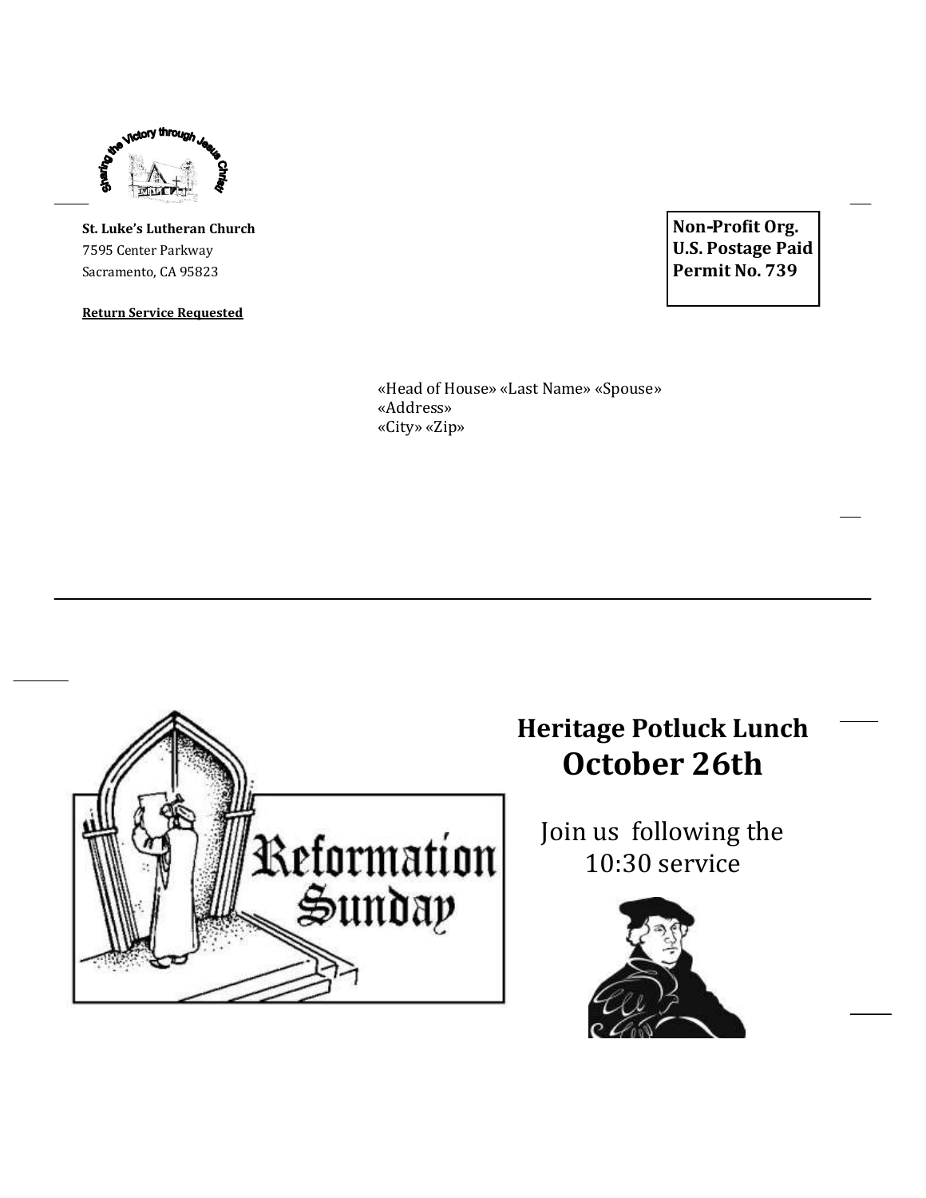**St. Luke's Lutheran Church**
7595 Center Parkway
Sacramento, CA 95823

**Return Service Requested**

**Non-Profit Org.**
**U.S. Postage Paid**
**Permit No. 739**

«Head of House» «Last Name» «Spouse»
«Address»
«City» «Zip»

---

Reformation Sunday

## Heritage Potluck Lunch
## October 26th

Join us following the 10:30 service